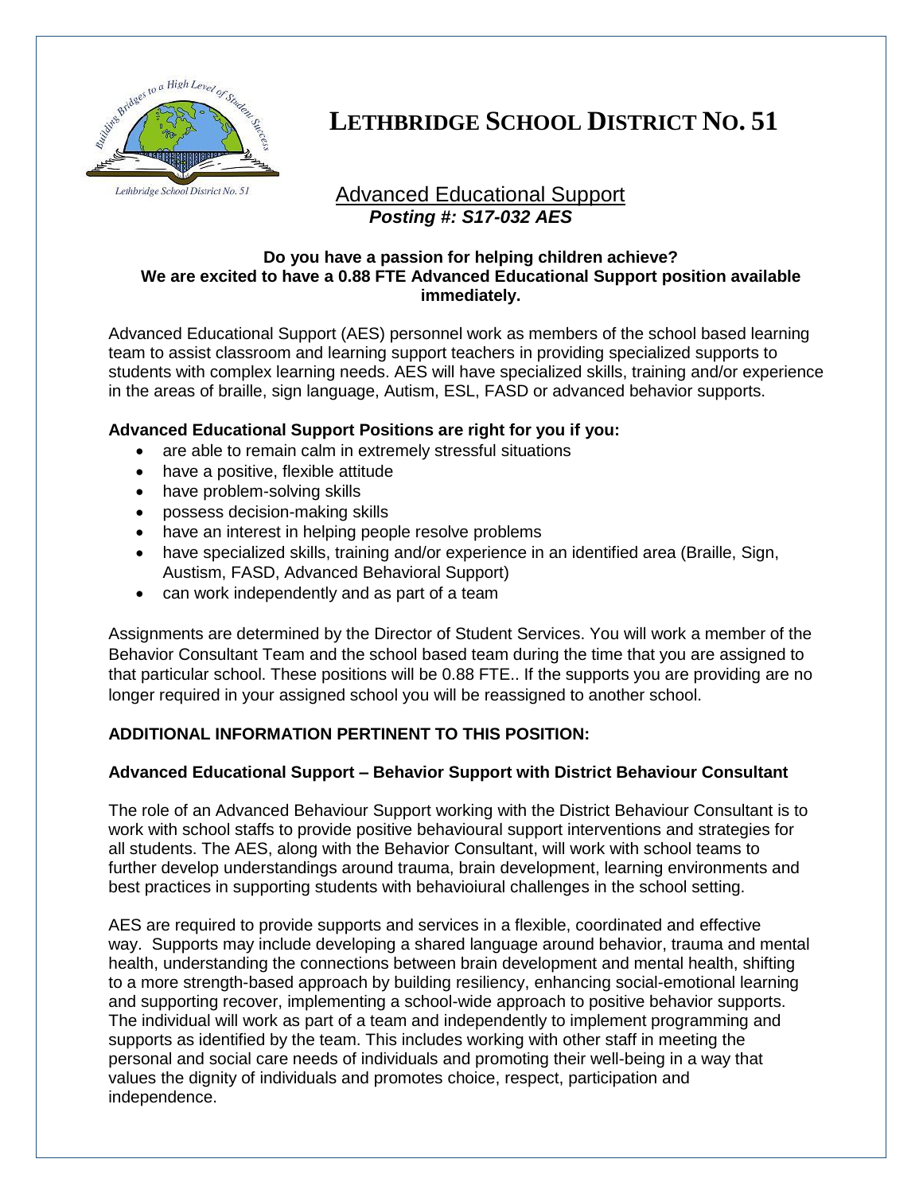# LETHBRIDGE SCHOOL DISTRICT NO. 51

## Advanced Educational Support

***Posting #: S17-032 AES***

**Do you have a passion for helping children achieve?**
**We are excited to have a 0.88 FTE Advanced Educational Support position available immediately.**

Advanced Educational Support (AES) personnel work as members of the school based learning team to assist classroom and learning support teachers in providing specialized supports to students with complex learning needs. AES will have specialized skills, training and/or experience in the areas of braille, sign language, Autism, ESL, FASD or advanced behavior supports.

**Advanced Educational Support Positions are right for you if you:**

- are able to remain calm in extremely stressful situations
- have a positive, flexible attitude
- have problem-solving skills
- possess decision-making skills
- have an interest in helping people resolve problems
- have specialized skills, training and/or experience in an identified area (Braille, Sign, Austism, FASD, Advanced Behavioral Support)
- can work independently and as part of a team

Assignments are determined by the Director of Student Services. You will work a member of the Behavior Consultant Team and the school based team during the time that you are assigned to that particular school. These positions will be 0.88 FTE.. If the supports you are providing are no longer required in your assigned school you will be reassigned to another school.

**ADDITIONAL INFORMATION PERTINENT TO THIS POSITION:**

**Advanced Educational Support – Behavior Support with District Behaviour Consultant**

The role of an Advanced Behaviour Support working with the District Behaviour Consultant is to work with school staffs to provide positive behavioural support interventions and strategies for all students. The AES, along with the Behavior Consultant, will work with school teams to further develop understandings around trauma, brain development, learning environments and best practices in supporting students with behavioiural challenges in the school setting.

AES are required to provide supports and services in a flexible, coordinated and effective way. Supports may include developing a shared language around behavior, trauma and mental health, understanding the connections between brain development and mental health, shifting to a more strength-based approach by building resiliency, enhancing social-emotional learning and supporting recover, implementing a school-wide approach to positive behavior supports. The individual will work as part of a team and independently to implement programming and supports as identified by the team. This includes working with other staff in meeting the personal and social care needs of individuals and promoting their well-being in a way that values the dignity of individuals and promotes choice, respect, participation and independence.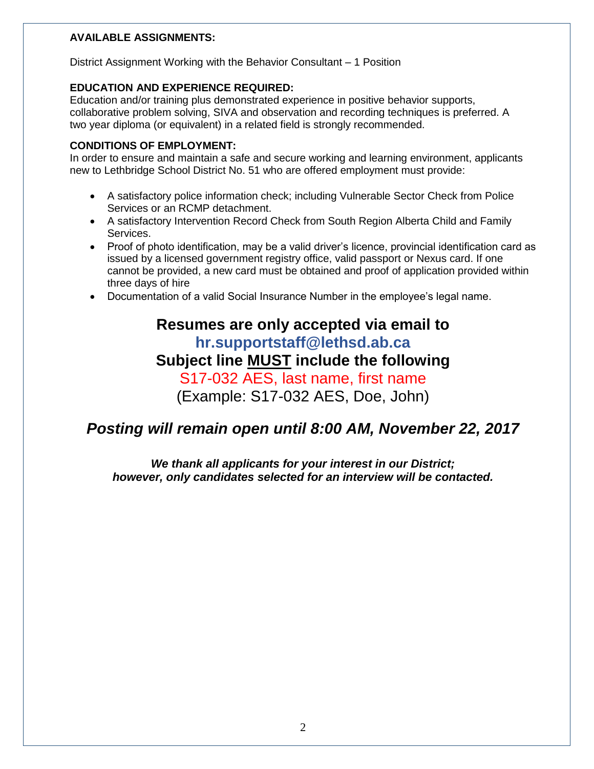**AVAILABLE ASSIGNMENTS:**

District Assignment Working with the Behavior Consultant – 1 Position

**EDUCATION AND EXPERIENCE REQUIRED:**
Education and/or training plus demonstrated experience in positive behavior supports, collaborative problem solving, SIVA and observation and recording techniques is preferred. A two year diploma (or equivalent) in a related field is strongly recommended.

**CONDITIONS OF EMPLOYMENT:**
In order to ensure and maintain a safe and secure working and learning environment, applicants new to Lethbridge School District No. 51 who are offered employment must provide:

- A satisfactory police information check; including Vulnerable Sector Check from Police Services or an RCMP detachment.
- A satisfactory Intervention Record Check from South Region Alberta Child and Family Services.
- Proof of photo identification, may be a valid driver's licence, provincial identification card as issued by a licensed government registry office, valid passport or Nexus card. If one cannot be provided, a new card must be obtained and proof of application provided within three days of hire
- Documentation of a valid Social Insurance Number in the employee's legal name.

**Resumes are only accepted via email to**
**hr.supportstaff@lethsd.ab.ca**
**Subject line MUST include the following**
S17-032 AES, last name, first name
(Example: S17-032 AES, Doe, John)

***Posting will remain open until 8:00 AM, November 22, 2017***

***We thank all applicants for your interest in our District; however, only candidates selected for an interview will be contacted.***